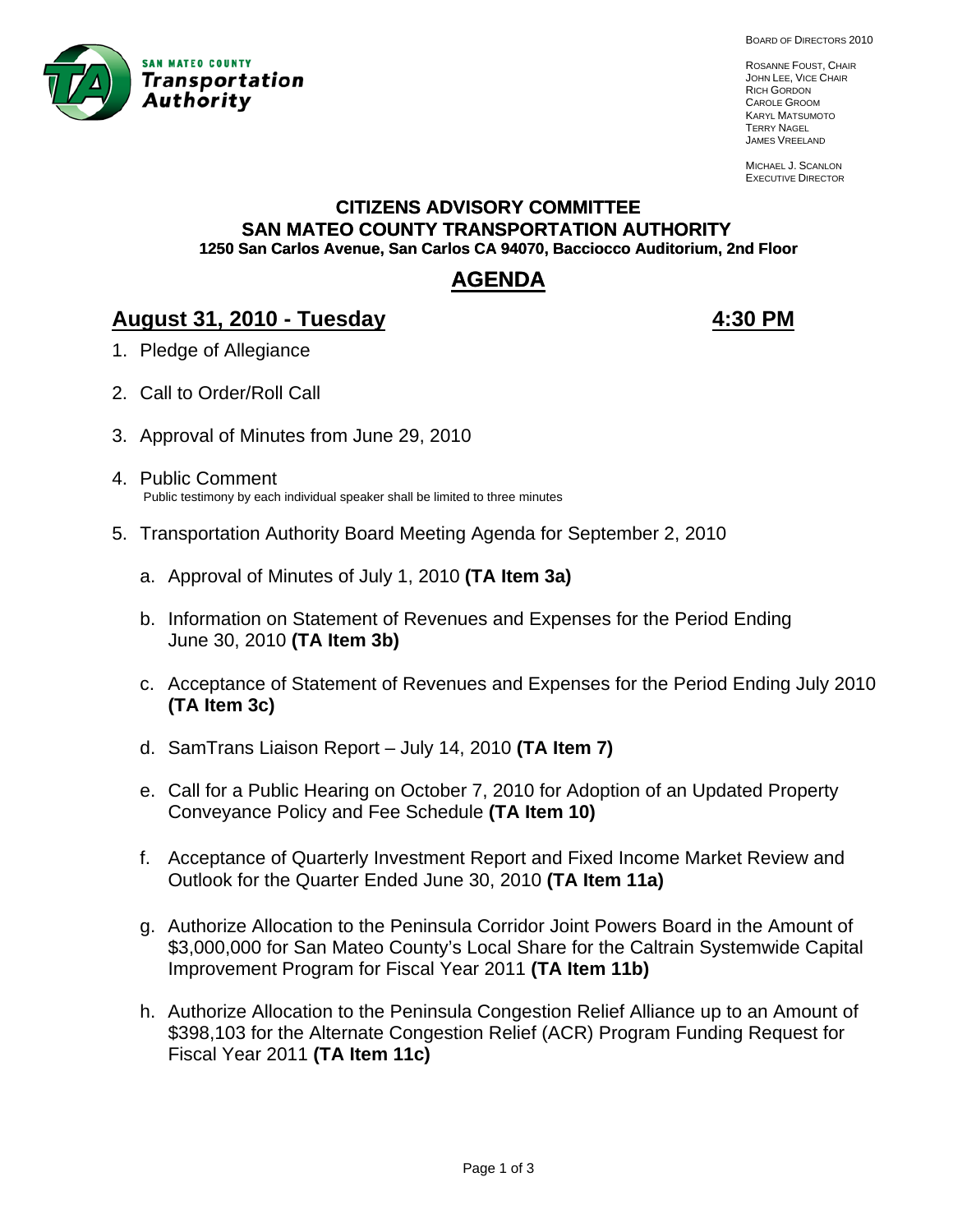SAN MATEO COUNTY
**Transportation Authority**

BOARD OF DIRECTORS 2010

ROSANNE FOUST, CHAIR
JOHN LEE, VICE CHAIR
RICH GORDON
CAROLE GROOM
KARYL MATSUMOTO
TERRY NAGEL
JAMES VREELAND

MICHAEL J. SCANLON
EXECUTIVE DIRECTOR

# CITIZENS ADVISORY COMMITTEE
## SAN MATEO COUNTY TRANSPORTATION AUTHORITY
**1250 San Carlos Avenue, San Carlos CA 94070, Bacciocco Auditorium, 2nd Floor**

# AGENDA

## August 31, 2010 - Tuesday — 4:30 PM

1. Pledge of Allegiance

2. Call to Order/Roll Call

3. Approval of Minutes from June 29, 2010

4. Public Comment
   Public testimony by each individual speaker shall be limited to three minutes

5. Transportation Authority Board Meeting Agenda for September 2, 2010

   a. Approval of Minutes of July 1, 2010 **(TA Item 3a)**

   b. Information on Statement of Revenues and Expenses for the Period Ending June 30, 2010 **(TA Item 3b)**

   c. Acceptance of Statement of Revenues and Expenses for the Period Ending July 2010 **(TA Item 3c)**

   d. SamTrans Liaison Report – July 14, 2010 **(TA Item 7)**

   e. Call for a Public Hearing on October 7, 2010 for Adoption of an Updated Property Conveyance Policy and Fee Schedule **(TA Item 10)**

   f. Acceptance of Quarterly Investment Report and Fixed Income Market Review and Outlook for the Quarter Ended June 30, 2010 **(TA Item 11a)**

   g. Authorize Allocation to the Peninsula Corridor Joint Powers Board in the Amount of $3,000,000 for San Mateo County's Local Share for the Caltrain Systemwide Capital Improvement Program for Fiscal Year 2011 **(TA Item 11b)**

   h. Authorize Allocation to the Peninsula Congestion Relief Alliance up to an Amount of $398,103 for the Alternate Congestion Relief (ACR) Program Funding Request for Fiscal Year 2011 **(TA Item 11c)**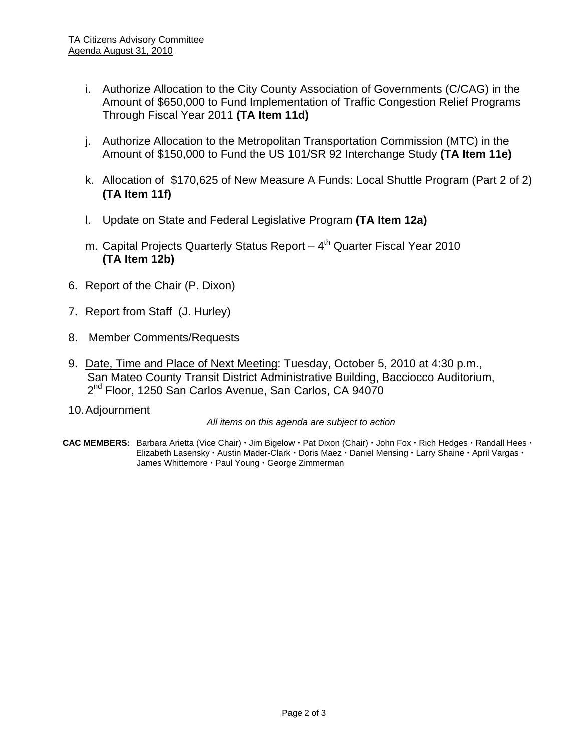i. Authorize Allocation to the City County Association of Governments (C/CAG) in the Amount of $650,000 to Fund Implementation of Traffic Congestion Relief Programs Through Fiscal Year 2011 **(TA Item 11d)**

j. Authorize Allocation to the Metropolitan Transportation Commission (MTC) in the Amount of $150,000 to Fund the US 101/SR 92 Interchange Study **(TA Item 11e)**

k. Allocation of $170,625 of New Measure A Funds: Local Shuttle Program (Part 2 of 2) **(TA Item 11f)**

l. Update on State and Federal Legislative Program **(TA Item 12a)**

m. Capital Projects Quarterly Status Report – 4th Quarter Fiscal Year 2010 **(TA Item 12b)**

6. Report of the Chair (P. Dixon)

7. Report from Staff (J. Hurley)

8. Member Comments/Requests

9. Date, Time and Place of Next Meeting: Tuesday, October 5, 2010 at 4:30 p.m., San Mateo County Transit District Administrative Building, Bacciocco Auditorium, 2nd Floor, 1250 San Carlos Avenue, San Carlos, CA 94070

10. Adjournment

*All items on this agenda are subject to action*

**CAC MEMBERS:** Barbara Arietta (Vice Chair) • Jim Bigelow • Pat Dixon (Chair) • John Fox • Rich Hedges • Randall Hees • Elizabeth Lasensky • Austin Mader-Clark • Doris Maez • Daniel Mensing • Larry Shaine • April Vargas • James Whittemore • Paul Young • George Zimmerman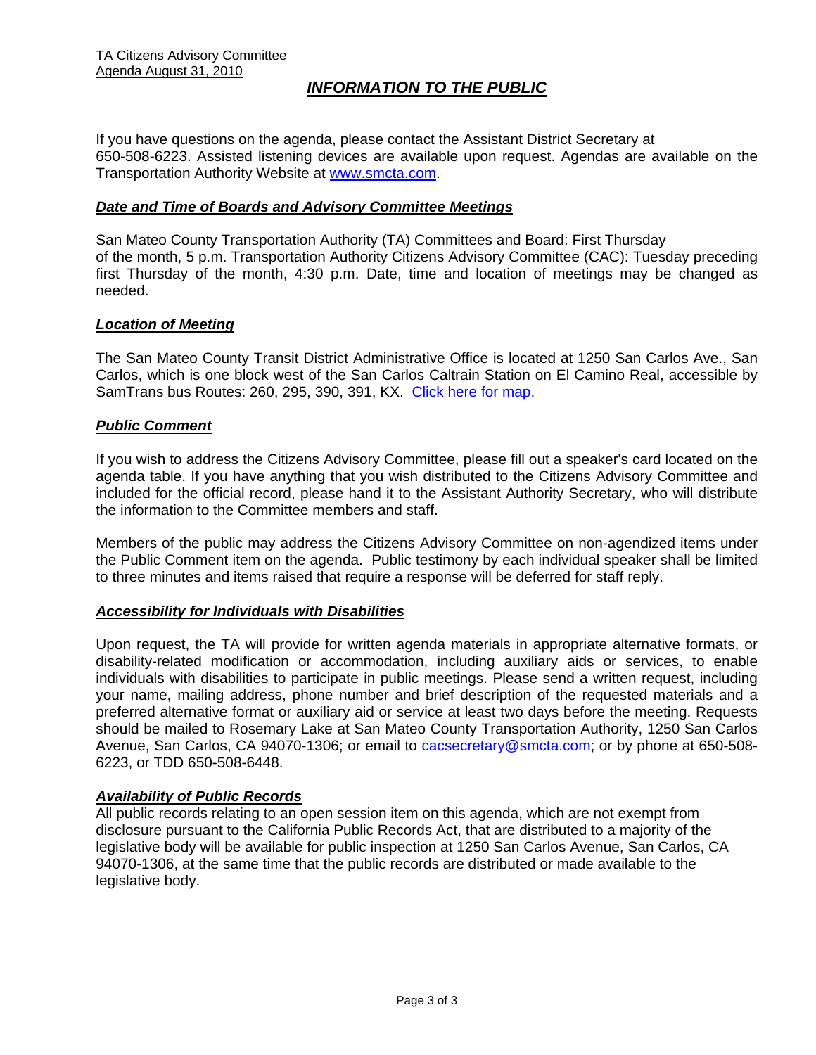TA Citizens Advisory Committee
Agenda August 31, 2010

# *INFORMATION TO THE PUBLIC*

If you have questions on the agenda, please contact the Assistant District Secretary at 650-508-6223. Assisted listening devices are available upon request. Agendas are available on the Transportation Authority Website at [www.smcta.com](www.smcta.com).

## *Date and Time of Boards and Advisory Committee Meetings*

San Mateo County Transportation Authority (TA) Committees and Board: First Thursday of the month, 5 p.m. Transportation Authority Citizens Advisory Committee (CAC): Tuesday preceding first Thursday of the month, 4:30 p.m. Date, time and location of meetings may be changed as needed.

## *Location of Meeting*

The San Mateo County Transit District Administrative Office is located at 1250 San Carlos Ave., San Carlos, which is one block west of the San Carlos Caltrain Station on El Camino Real, accessible by SamTrans bus Routes: 260, 295, 390, 391, KX. Click here for map.

## *Public Comment*

If you wish to address the Citizens Advisory Committee, please fill out a speaker's card located on the agenda table. If you have anything that you wish distributed to the Citizens Advisory Committee and included for the official record, please hand it to the Assistant Authority Secretary, who will distribute the information to the Committee members and staff.

Members of the public may address the Citizens Advisory Committee on non-agendized items under the Public Comment item on the agenda. Public testimony by each individual speaker shall be limited to three minutes and items raised that require a response will be deferred for staff reply.

## *Accessibility for Individuals with Disabilities*

Upon request, the TA will provide for written agenda materials in appropriate alternative formats, or disability-related modification or accommodation, including auxiliary aids or services, to enable individuals with disabilities to participate in public meetings. Please send a written request, including your name, mailing address, phone number and brief description of the requested materials and a preferred alternative format or auxiliary aid or service at least two days before the meeting. Requests should be mailed to Rosemary Lake at San Mateo County Transportation Authority, 1250 San Carlos Avenue, San Carlos, CA 94070-1306; or email to cacsecretary@smcta.com; or by phone at 650-508-6223, or TDD 650-508-6448.

## *Availability of Public Records*

All public records relating to an open session item on this agenda, which are not exempt from disclosure pursuant to the California Public Records Act, that are distributed to a majority of the legislative body will be available for public inspection at 1250 San Carlos Avenue, San Carlos, CA 94070-1306, at the same time that the public records are distributed or made available to the legislative body.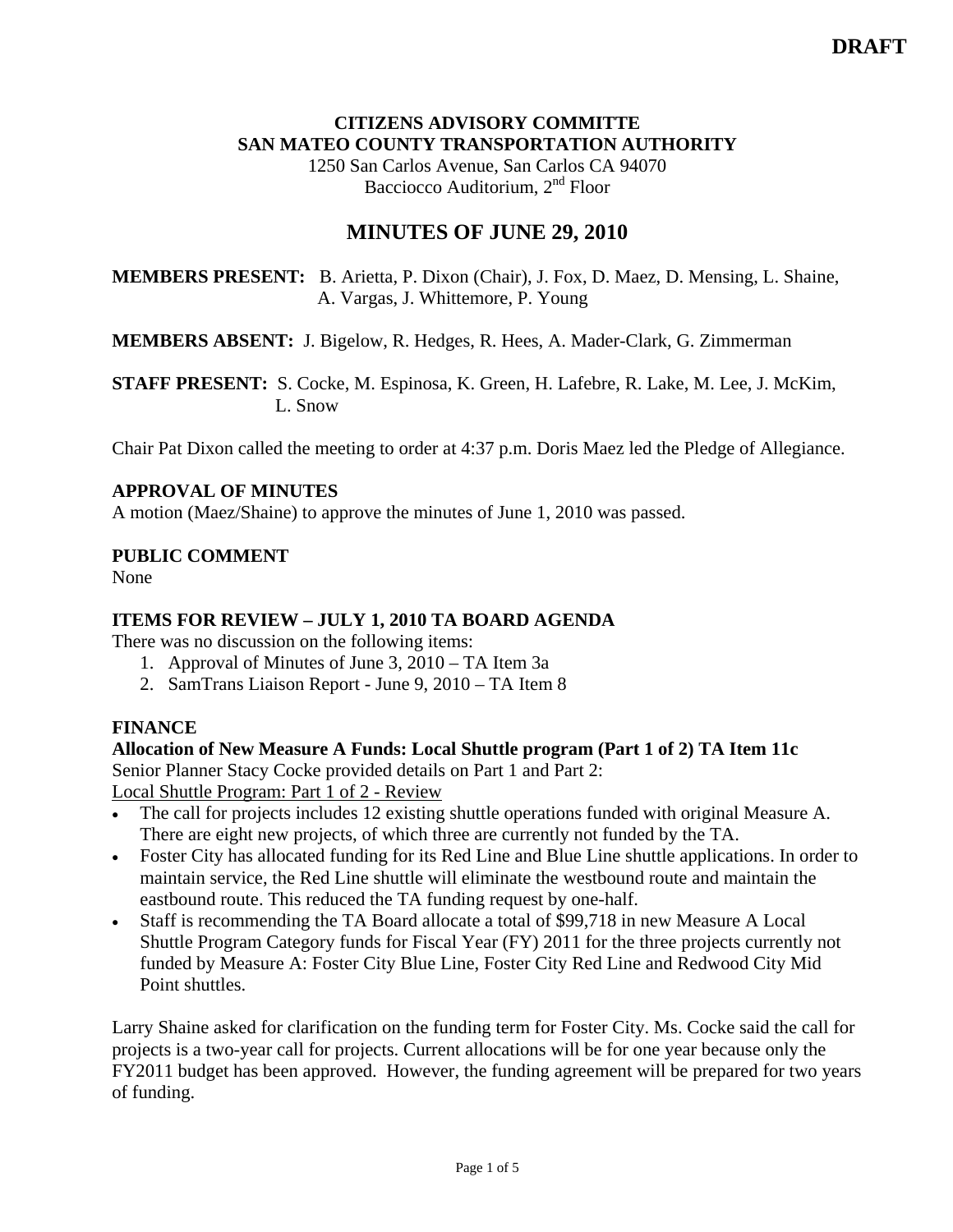**DRAFT**

**CITIZENS ADVISORY COMMITTE**
**SAN MATEO COUNTY TRANSPORTATION AUTHORITY**
1250 San Carlos Avenue, San Carlos CA 94070
Bacciocco Auditorium, 2nd Floor

# MINUTES OF JUNE 29, 2010

**MEMBERS PRESENT:** B. Arietta, P. Dixon (Chair), J. Fox, D. Maez, D. Mensing, L. Shaine, A. Vargas, J. Whittemore, P. Young

**MEMBERS ABSENT:** J. Bigelow, R. Hedges, R. Hees, A. Mader-Clark, G. Zimmerman

**STAFF PRESENT:** S. Cocke, M. Espinosa, K. Green, H. Lafebre, R. Lake, M. Lee, J. McKim, L. Snow

Chair Pat Dixon called the meeting to order at 4:37 p.m. Doris Maez led the Pledge of Allegiance.

**APPROVAL OF MINUTES**
A motion (Maez/Shaine) to approve the minutes of June 1, 2010 was passed.

**PUBLIC COMMENT**
None

**ITEMS FOR REVIEW – JULY 1, 2010 TA BOARD AGENDA**
There was no discussion on the following items:

1. Approval of Minutes of June 3, 2010 – TA Item 3a
2. SamTrans Liaison Report - June 9, 2010 – TA Item 8

**FINANCE**
**Allocation of New Measure A Funds: Local Shuttle program (Part 1 of 2) TA Item 11c**
Senior Planner Stacy Cocke provided details on Part 1 and Part 2:
Local Shuttle Program: Part 1 of 2 - Review

- The call for projects includes 12 existing shuttle operations funded with original Measure A. There are eight new projects, of which three are currently not funded by the TA.
- Foster City has allocated funding for its Red Line and Blue Line shuttle applications. In order to maintain service, the Red Line shuttle will eliminate the westbound route and maintain the eastbound route. This reduced the TA funding request by one-half.
- Staff is recommending the TA Board allocate a total of $99,718 in new Measure A Local Shuttle Program Category funds for Fiscal Year (FY) 2011 for the three projects currently not funded by Measure A: Foster City Blue Line, Foster City Red Line and Redwood City Mid Point shuttles.

Larry Shaine asked for clarification on the funding term for Foster City. Ms. Cocke said the call for projects is a two-year call for projects. Current allocations will be for one year because only the FY2011 budget has been approved. However, the funding agreement will be prepared for two years of funding.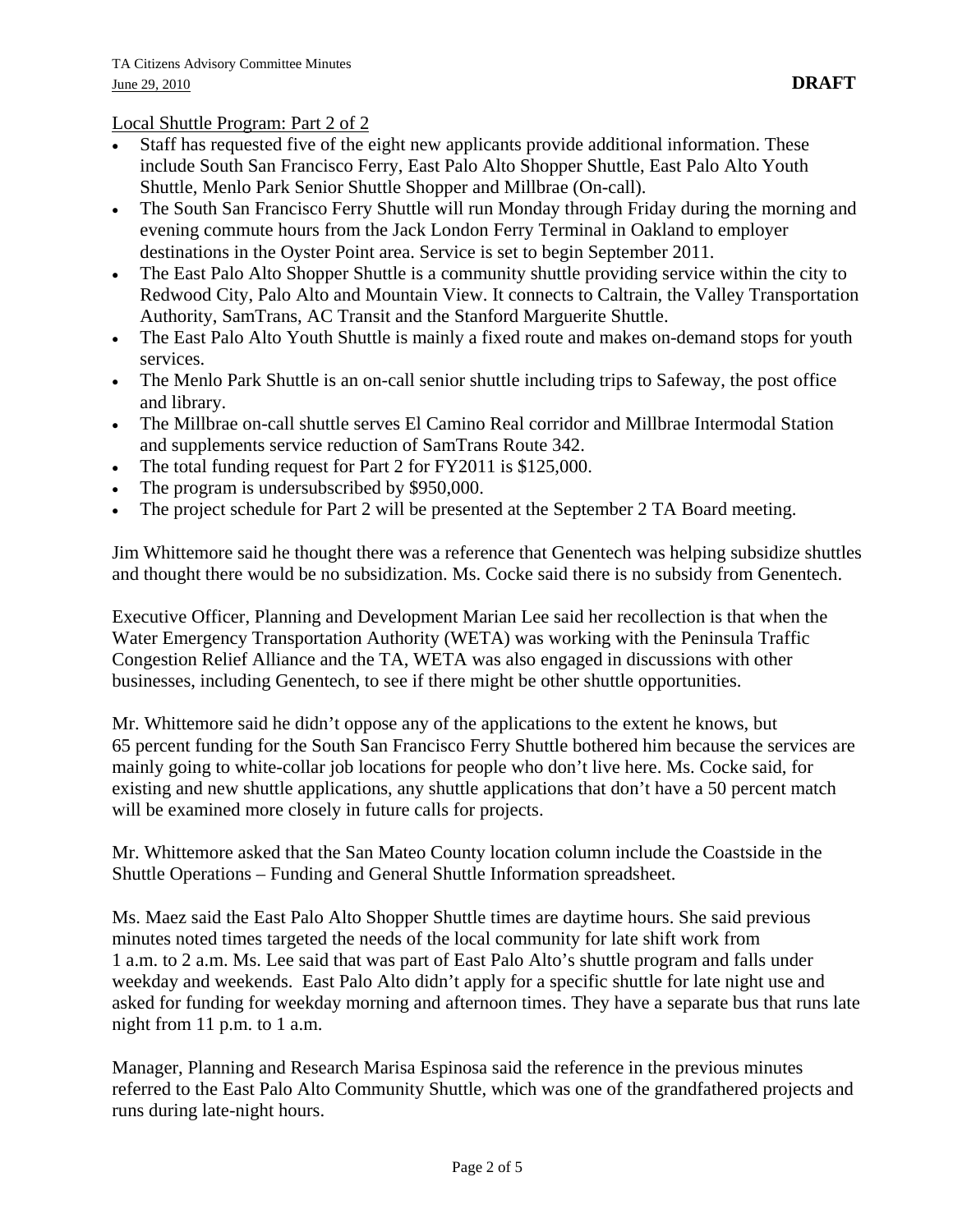Local Shuttle Program: Part 2 of 2

- Staff has requested five of the eight new applicants provide additional information. These include South San Francisco Ferry, East Palo Alto Shopper Shuttle, East Palo Alto Youth Shuttle, Menlo Park Senior Shuttle Shopper and Millbrae (On-call).
- The South San Francisco Ferry Shuttle will run Monday through Friday during the morning and evening commute hours from the Jack London Ferry Terminal in Oakland to employer destinations in the Oyster Point area. Service is set to begin September 2011.
- The East Palo Alto Shopper Shuttle is a community shuttle providing service within the city to Redwood City, Palo Alto and Mountain View. It connects to Caltrain, the Valley Transportation Authority, SamTrans, AC Transit and the Stanford Marguerite Shuttle.
- The East Palo Alto Youth Shuttle is mainly a fixed route and makes on-demand stops for youth services.
- The Menlo Park Shuttle is an on-call senior shuttle including trips to Safeway, the post office and library.
- The Millbrae on-call shuttle serves El Camino Real corridor and Millbrae Intermodal Station and supplements service reduction of SamTrans Route 342.
- The total funding request for Part 2 for FY2011 is $125,000.
- The program is undersubscribed by $950,000.
- The project schedule for Part 2 will be presented at the September 2 TA Board meeting.

Jim Whittemore said he thought there was a reference that Genentech was helping subsidize shuttles and thought there would be no subsidization. Ms. Cocke said there is no subsidy from Genentech.

Executive Officer, Planning and Development Marian Lee said her recollection is that when the Water Emergency Transportation Authority (WETA) was working with the Peninsula Traffic Congestion Relief Alliance and the TA, WETA was also engaged in discussions with other businesses, including Genentech, to see if there might be other shuttle opportunities.

Mr. Whittemore said he didn't oppose any of the applications to the extent he knows, but 65 percent funding for the South San Francisco Ferry Shuttle bothered him because the services are mainly going to white-collar job locations for people who don't live here. Ms. Cocke said, for existing and new shuttle applications, any shuttle applications that don't have a 50 percent match will be examined more closely in future calls for projects.

Mr. Whittemore asked that the San Mateo County location column include the Coastside in the Shuttle Operations – Funding and General Shuttle Information spreadsheet.

Ms. Maez said the East Palo Alto Shopper Shuttle times are daytime hours. She said previous minutes noted times targeted the needs of the local community for late shift work from 1 a.m. to 2 a.m. Ms. Lee said that was part of East Palo Alto's shuttle program and falls under weekday and weekends. East Palo Alto didn't apply for a specific shuttle for late night use and asked for funding for weekday morning and afternoon times. They have a separate bus that runs late night from 11 p.m. to 1 a.m.

Manager, Planning and Research Marisa Espinosa said the reference in the previous minutes referred to the East Palo Alto Community Shuttle, which was one of the grandfathered projects and runs during late-night hours.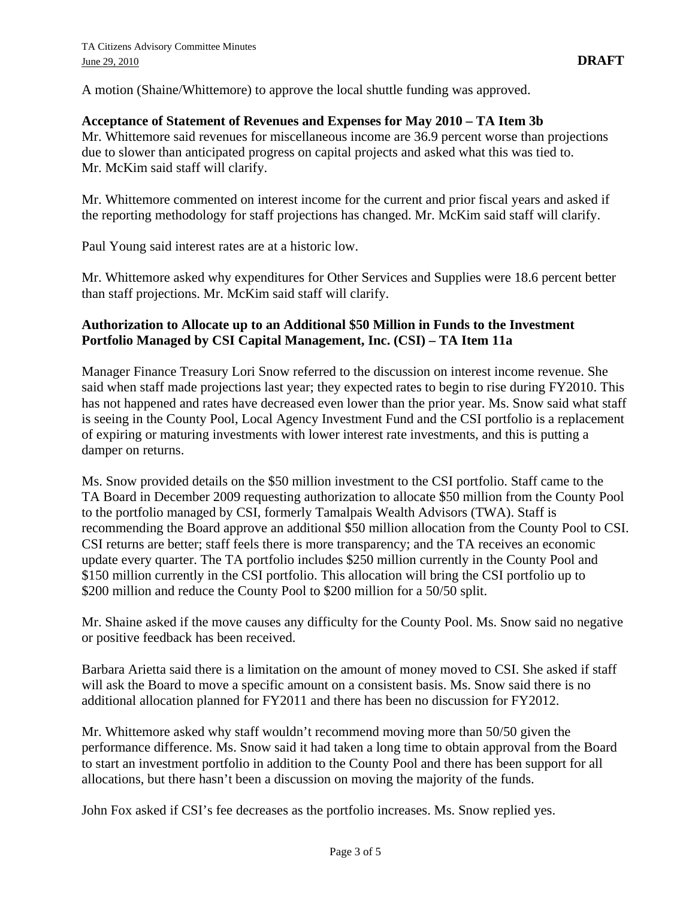A motion (Shaine/Whittemore) to approve the local shuttle funding was approved.

**Acceptance of Statement of Revenues and Expenses for May 2010 – TA Item 3b**
Mr. Whittemore said revenues for miscellaneous income are 36.9 percent worse than projections due to slower than anticipated progress on capital projects and asked what this was tied to. Mr. McKim said staff will clarify.

Mr. Whittemore commented on interest income for the current and prior fiscal years and asked if the reporting methodology for staff projections has changed. Mr. McKim said staff will clarify.

Paul Young said interest rates are at a historic low.

Mr. Whittemore asked why expenditures for Other Services and Supplies were 18.6 percent better than staff projections. Mr. McKim said staff will clarify.

**Authorization to Allocate up to an Additional $50 Million in Funds to the Investment Portfolio Managed by CSI Capital Management, Inc. (CSI) – TA Item 11a**

Manager Finance Treasury Lori Snow referred to the discussion on interest income revenue. She said when staff made projections last year; they expected rates to begin to rise during FY2010. This has not happened and rates have decreased even lower than the prior year. Ms. Snow said what staff is seeing in the County Pool, Local Agency Investment Fund and the CSI portfolio is a replacement of expiring or maturing investments with lower interest rate investments, and this is putting a damper on returns.

Ms. Snow provided details on the $50 million investment to the CSI portfolio. Staff came to the TA Board in December 2009 requesting authorization to allocate $50 million from the County Pool to the portfolio managed by CSI, formerly Tamalpais Wealth Advisors (TWA). Staff is recommending the Board approve an additional $50 million allocation from the County Pool to CSI. CSI returns are better; staff feels there is more transparency; and the TA receives an economic update every quarter. The TA portfolio includes $250 million currently in the County Pool and $150 million currently in the CSI portfolio. This allocation will bring the CSI portfolio up to $200 million and reduce the County Pool to $200 million for a 50/50 split.

Mr. Shaine asked if the move causes any difficulty for the County Pool. Ms. Snow said no negative or positive feedback has been received.

Barbara Arietta said there is a limitation on the amount of money moved to CSI. She asked if staff will ask the Board to move a specific amount on a consistent basis. Ms. Snow said there is no additional allocation planned for FY2011 and there has been no discussion for FY2012.

Mr. Whittemore asked why staff wouldn't recommend moving more than 50/50 given the performance difference. Ms. Snow said it had taken a long time to obtain approval from the Board to start an investment portfolio in addition to the County Pool and there has been support for all allocations, but there hasn't been a discussion on moving the majority of the funds.

John Fox asked if CSI's fee decreases as the portfolio increases. Ms. Snow replied yes.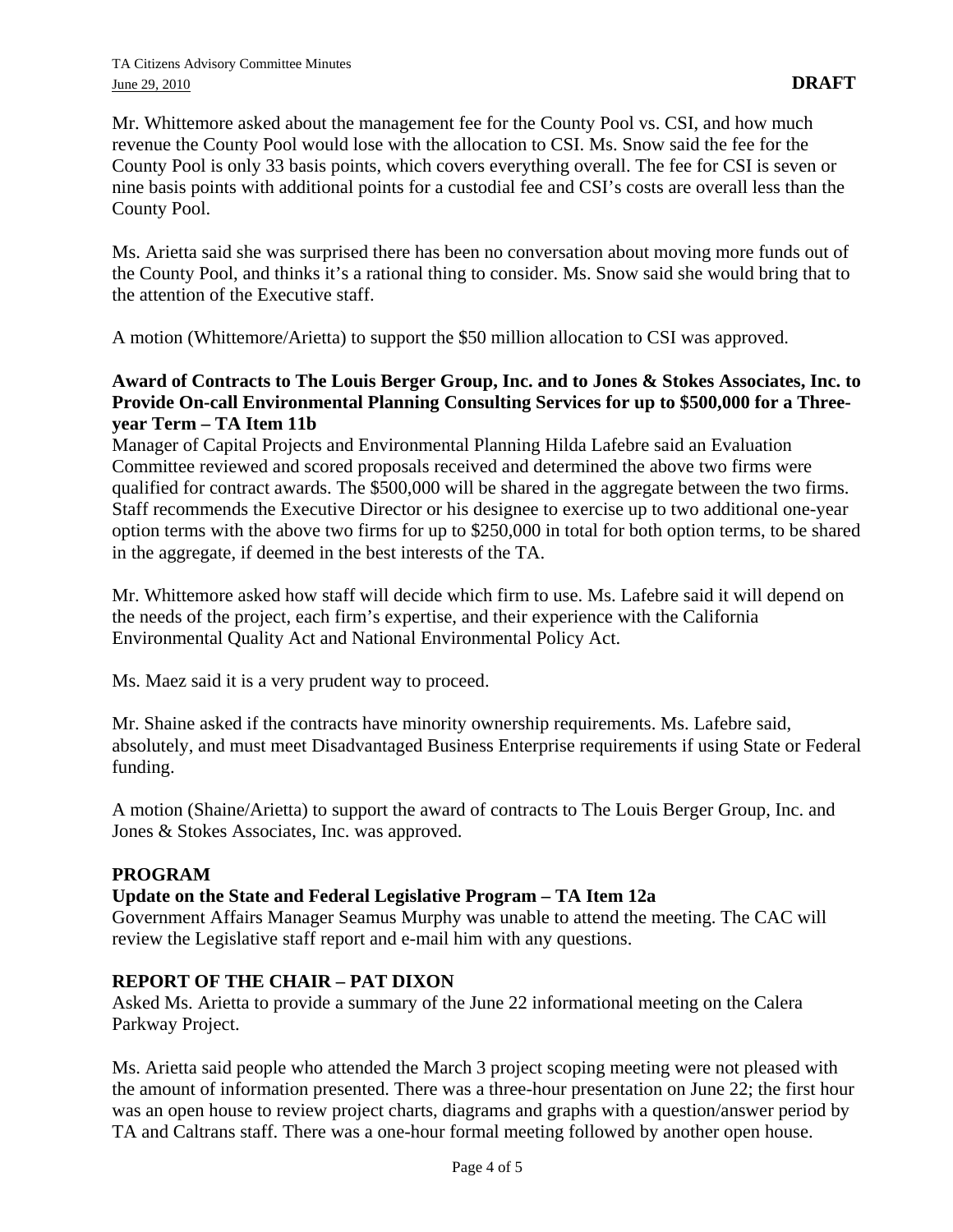Mr. Whittemore asked about the management fee for the County Pool vs. CSI, and how much revenue the County Pool would lose with the allocation to CSI. Ms. Snow said the fee for the County Pool is only 33 basis points, which covers everything overall. The fee for CSI is seven or nine basis points with additional points for a custodial fee and CSI's costs are overall less than the County Pool.

Ms. Arietta said she was surprised there has been no conversation about moving more funds out of the County Pool, and thinks it's a rational thing to consider. Ms. Snow said she would bring that to the attention of the Executive staff.

A motion (Whittemore/Arietta) to support the $50 million allocation to CSI was approved.

**Award of Contracts to The Louis Berger Group, Inc. and to Jones & Stokes Associates, Inc. to Provide On-call Environmental Planning Consulting Services for up to $500,000 for a Three-year Term – TA Item 11b**

Manager of Capital Projects and Environmental Planning Hilda Lafebre said an Evaluation Committee reviewed and scored proposals received and determined the above two firms were qualified for contract awards. The $500,000 will be shared in the aggregate between the two firms. Staff recommends the Executive Director or his designee to exercise up to two additional one-year option terms with the above two firms for up to $250,000 in total for both option terms, to be shared in the aggregate, if deemed in the best interests of the TA.

Mr. Whittemore asked how staff will decide which firm to use. Ms. Lafebre said it will depend on the needs of the project, each firm's expertise, and their experience with the California Environmental Quality Act and National Environmental Policy Act.

Ms. Maez said it is a very prudent way to proceed.

Mr. Shaine asked if the contracts have minority ownership requirements. Ms. Lafebre said, absolutely, and must meet Disadvantaged Business Enterprise requirements if using State or Federal funding.

A motion (Shaine/Arietta) to support the award of contracts to The Louis Berger Group, Inc. and Jones & Stokes Associates, Inc. was approved.

## PROGRAM

**Update on the State and Federal Legislative Program – TA Item 12a**

Government Affairs Manager Seamus Murphy was unable to attend the meeting. The CAC will review the Legislative staff report and e-mail him with any questions.

## REPORT OF THE CHAIR – PAT DIXON

Asked Ms. Arietta to provide a summary of the June 22 informational meeting on the Calera Parkway Project.

Ms. Arietta said people who attended the March 3 project scoping meeting were not pleased with the amount of information presented. There was a three-hour presentation on June 22; the first hour was an open house to review project charts, diagrams and graphs with a question/answer period by TA and Caltrans staff. There was a one-hour formal meeting followed by another open house.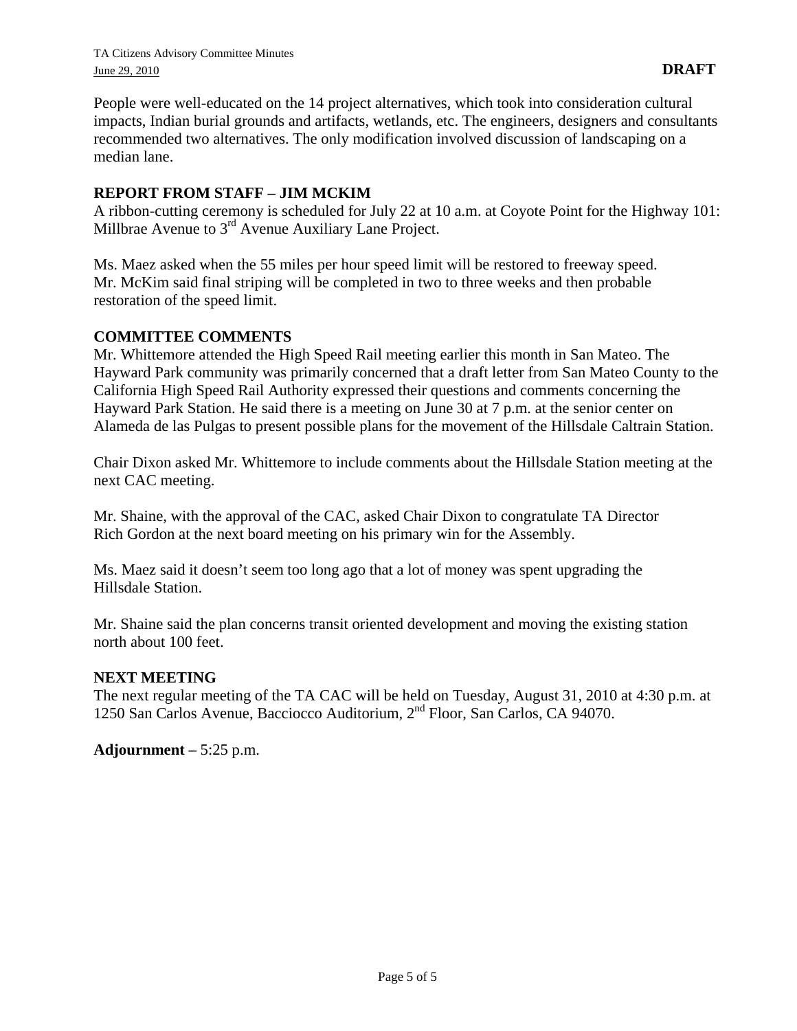People were well-educated on the 14 project alternatives, which took into consideration cultural impacts, Indian burial grounds and artifacts, wetlands, etc. The engineers, designers and consultants recommended two alternatives. The only modification involved discussion of landscaping on a median lane.

**REPORT FROM STAFF – JIM MCKIM**

A ribbon-cutting ceremony is scheduled for July 22 at 10 a.m. at Coyote Point for the Highway 101: Millbrae Avenue to 3rd Avenue Auxiliary Lane Project.

Ms. Maez asked when the 55 miles per hour speed limit will be restored to freeway speed. Mr. McKim said final striping will be completed in two to three weeks and then probable restoration of the speed limit.

**COMMITTEE COMMENTS**

Mr. Whittemore attended the High Speed Rail meeting earlier this month in San Mateo. The Hayward Park community was primarily concerned that a draft letter from San Mateo County to the California High Speed Rail Authority expressed their questions and comments concerning the Hayward Park Station. He said there is a meeting on June 30 at 7 p.m. at the senior center on Alameda de las Pulgas to present possible plans for the movement of the Hillsdale Caltrain Station.

Chair Dixon asked Mr. Whittemore to include comments about the Hillsdale Station meeting at the next CAC meeting.

Mr. Shaine, with the approval of the CAC, asked Chair Dixon to congratulate TA Director Rich Gordon at the next board meeting on his primary win for the Assembly.

Ms. Maez said it doesn't seem too long ago that a lot of money was spent upgrading the Hillsdale Station.

Mr. Shaine said the plan concerns transit oriented development and moving the existing station north about 100 feet.

**NEXT MEETING**

The next regular meeting of the TA CAC will be held on Tuesday, August 31, 2010 at 4:30 p.m. at 1250 San Carlos Avenue, Bacciocco Auditorium, 2nd Floor, San Carlos, CA 94070.

**Adjournment –** 5:25 p.m.